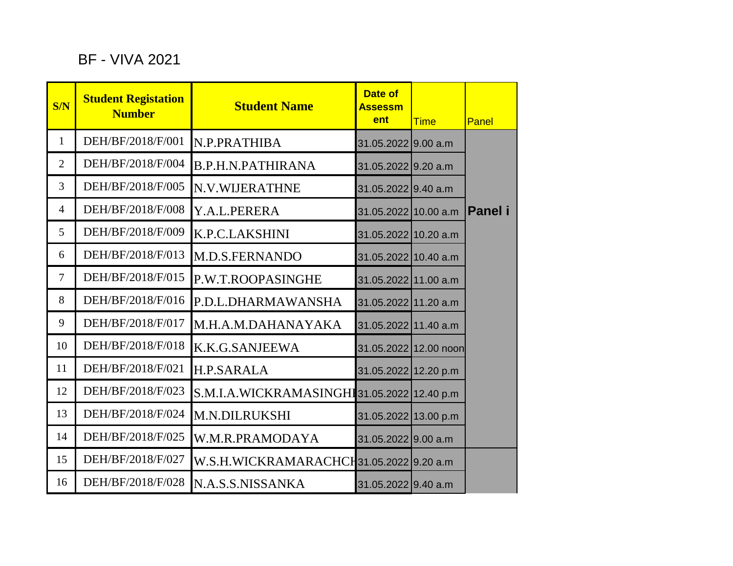BF - VIVA 2021

| S/N | Student Registation Number | Student Name | Date of Assessment | Time | Panel |
|---|---|---|---|---|---|
| 1 | DEH/BF/2018/F/001 | N.P.PRATHIBA | 31.05.2022 | 9.00 a.m | Panel i |
| 2 | DEH/BF/2018/F/004 | B.P.H.N.PATHIRANA | 31.05.2022 | 9.20 a.m | |
| 3 | DEH/BF/2018/F/005 | N.V.WIJERATHNE | 31.05.2022 | 9.40 a.m | |
| 4 | DEH/BF/2018/F/008 | Y.A.L.PERERA | 31.05.2022 | 10.00 a.m | |
| 5 | DEH/BF/2018/F/009 | K.P.C.LAKSHINI | 31.05.2022 | 10.20 a.m | |
| 6 | DEH/BF/2018/F/013 | M.D.S.FERNANDO | 31.05.2022 | 10.40 a.m | |
| 7 | DEH/BF/2018/F/015 | P.W.T.ROOPASINGHE | 31.05.2022 | 11.00 a.m | |
| 8 | DEH/BF/2018/F/016 | P.D.L.DHARMAWANSHA | 31.05.2022 | 11.20 a.m | |
| 9 | DEH/BF/2018/F/017 | M.H.A.M.DAHANAYAKA | 31.05.2022 | 11.40 a.m | |
| 10 | DEH/BF/2018/F/018 | K.K.G.SANJEEWA | 31.05.2022 | 12.00 noon | |
| 11 | DEH/BF/2018/F/021 | H.P.SARALA | 31.05.2022 | 12.20 p.m | |
| 12 | DEH/BF/2018/F/023 | S.M.I.A.WICKRAMASINGHE | 31.05.2022 | 12.40 p.m | |
| 13 | DEH/BF/2018/F/024 | M.N.DILRUKSHI | 31.05.2022 | 13.00 p.m | |
| 14 | DEH/BF/2018/F/025 | W.M.R.PRAMODAYA | 31.05.2022 | 9.00 a.m | |
| 15 | DEH/BF/2018/F/027 | W.S.H.WICKRAMARACHCHI | 31.05.2022 | 9.20 a.m | |
| 16 | DEH/BF/2018/F/028 | N.A.S.S.NISSANKA | 31.05.2022 | 9.40 a.m | |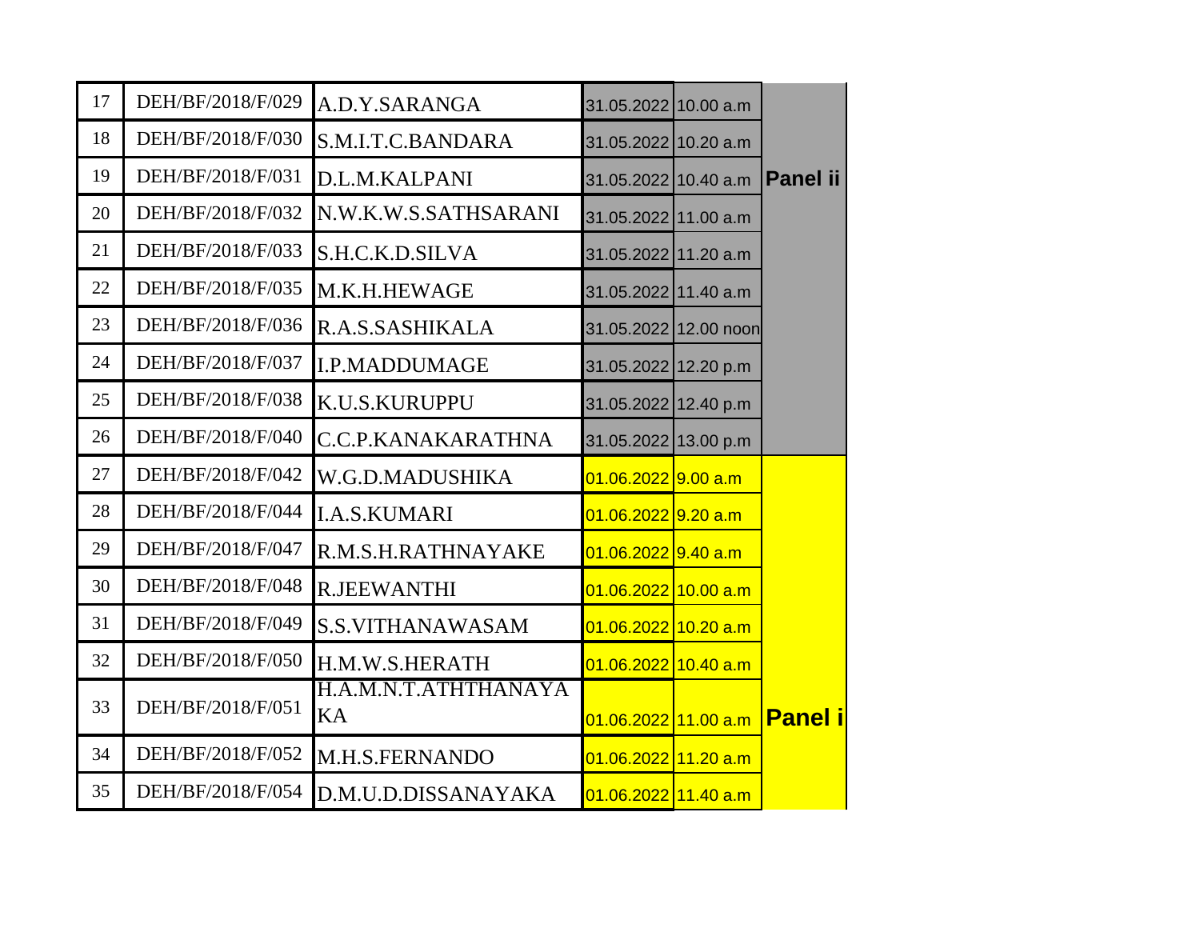| 17 | DEH/BF/2018/F/029 | A.D.Y.SARANGA | 31.05.2022 | 10.00 a.m | Panel ii |
|---|---|---|---|---|---|
| 18 | DEH/BF/2018/F/030 | S.M.I.T.C.BANDARA | 31.05.2022 | 10.20 a.m | |
| 19 | DEH/BF/2018/F/031 | D.L.M.KALPANI | 31.05.2022 | 10.40 a.m | |
| 20 | DEH/BF/2018/F/032 | N.W.K.W.S.SATHSARANI | 31.05.2022 | 11.00 a.m | |
| 21 | DEH/BF/2018/F/033 | S.H.C.K.D.SILVA | 31.05.2022 | 11.20 a.m | |
| 22 | DEH/BF/2018/F/035 | M.K.H.HEWAGE | 31.05.2022 | 11.40 a.m | |
| 23 | DEH/BF/2018/F/036 | R.A.S.SASHIKALA | 31.05.2022 | 12.00 noon | |
| 24 | DEH/BF/2018/F/037 | I.P.MADDUMAGE | 31.05.2022 | 12.20 p.m | |
| 25 | DEH/BF/2018/F/038 | K.U.S.KURUPPU | 31.05.2022 | 12.40 p.m | |
| 26 | DEH/BF/2018/F/040 | C.C.P.KANAKARATHNA | 31.05.2022 | 13.00 p.m | |
| 27 | DEH/BF/2018/F/042 | W.G.D.MADUSHIKA | 01.06.2022 | 9.00 a.m | Panel i |
| 28 | DEH/BF/2018/F/044 | I.A.S.KUMARI | 01.06.2022 | 9.20 a.m | |
| 29 | DEH/BF/2018/F/047 | R.M.S.H.RATHNAYAKE | 01.06.2022 | 9.40 a.m | |
| 30 | DEH/BF/2018/F/048 | R.JEEWANTHI | 01.06.2022 | 10.00 a.m | |
| 31 | DEH/BF/2018/F/049 | S.S.VITHANAWASAM | 01.06.2022 | 10.20 a.m | |
| 32 | DEH/BF/2018/F/050 | H.M.W.S.HERATH | 01.06.2022 | 10.40 a.m | |
| 33 | DEH/BF/2018/F/051 | H.A.M.N.T.ATHTHANAYAKA | 01.06.2022 | 11.00 a.m | |
| 34 | DEH/BF/2018/F/052 | M.H.S.FERNANDO | 01.06.2022 | 11.20 a.m | |
| 35 | DEH/BF/2018/F/054 | D.M.U.D.DISSANAYAKA | 01.06.2022 | 11.40 a.m | |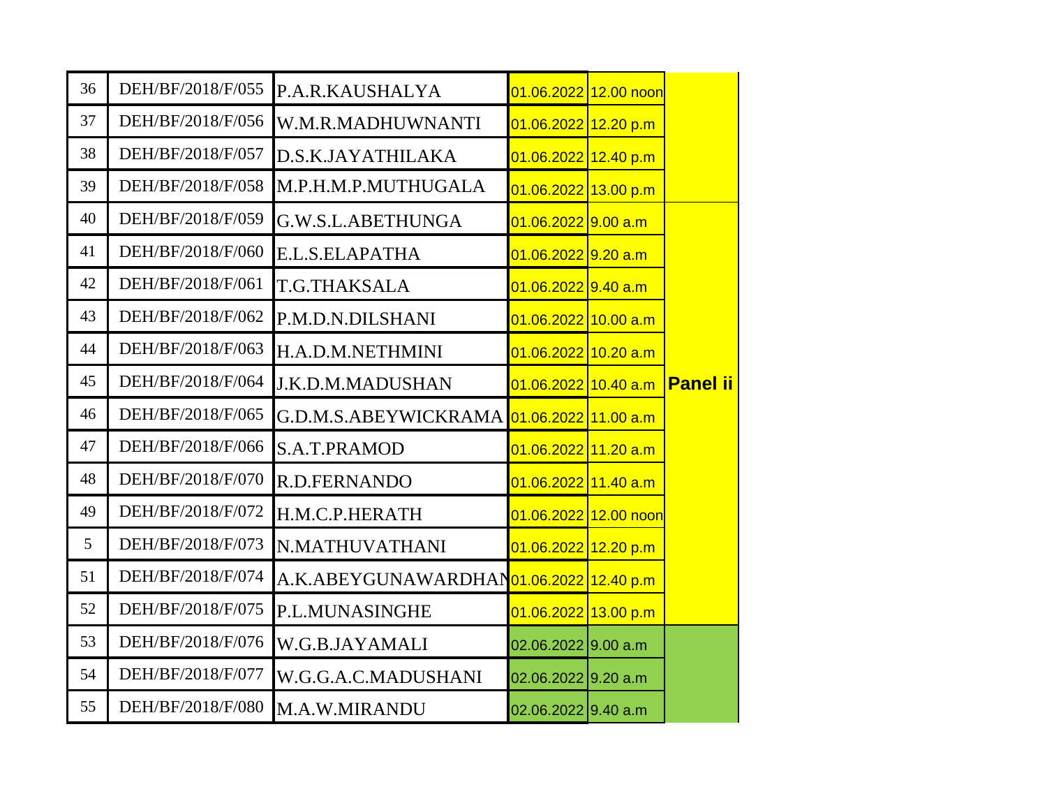| | | | | | |
|---|---|---|---|---|---|
| 36 | DEH/BF/2018/F/055 | P.A.R.KAUSHALYA | 01.06.2022 | 12.00 noon | |
| 37 | DEH/BF/2018/F/056 | W.M.R.MADHUWNANTI | 01.06.2022 | 12.20 p.m | |
| 38 | DEH/BF/2018/F/057 | D.S.K.JAYATHILAKA | 01.06.2022 | 12.40 p.m | |
| 39 | DEH/BF/2018/F/058 | M.P.H.M.P.MUTHUGALA | 01.06.2022 | 13.00 p.m | |
| 40 | DEH/BF/2018/F/059 | G.W.S.L.ABETHUNGA | 01.06.2022 | 9.00 a.m | |
| 41 | DEH/BF/2018/F/060 | E.L.S.ELAPATHA | 01.06.2022 | 9.20 a.m | |
| 42 | DEH/BF/2018/F/061 | T.G.THAKSALA | 01.06.2022 | 9.40 a.m | |
| 43 | DEH/BF/2018/F/062 | P.M.D.N.DILSHANI | 01.06.2022 | 10.00 a.m | |
| 44 | DEH/BF/2018/F/063 | H.A.D.M.NETHMINI | 01.06.2022 | 10.20 a.m | |
| 45 | DEH/BF/2018/F/064 | J.K.D.M.MADUSHAN | 01.06.2022 | 10.40 a.m | **Panel ii** |
| 46 | DEH/BF/2018/F/065 | G.D.M.S.ABEYWICKRAMA | 01.06.2022 | 11.00 a.m | |
| 47 | DEH/BF/2018/F/066 | S.A.T.PRAMOD | 01.06.2022 | 11.20 a.m | |
| 48 | DEH/BF/2018/F/070 | R.D.FERNANDO | 01.06.2022 | 11.40 a.m | |
| 49 | DEH/BF/2018/F/072 | H.M.C.P.HERATH | 01.06.2022 | 12.00 noon | |
| 5 | DEH/BF/2018/F/073 | N.MATHUVATHANI | 01.06.2022 | 12.20 p.m | |
| 51 | DEH/BF/2018/F/074 | A.K.ABEYGUNAWARDHAN | 01.06.2022 | 12.40 p.m | |
| 52 | DEH/BF/2018/F/075 | P.L.MUNASINGHE | 01.06.2022 | 13.00 p.m | |
| 53 | DEH/BF/2018/F/076 | W.G.B.JAYAMALI | 02.06.2022 | 9.00 a.m | |
| 54 | DEH/BF/2018/F/077 | W.G.G.A.C.MADUSHANI | 02.06.2022 | 9.20 a.m | |
| 55 | DEH/BF/2018/F/080 | M.A.W.MIRANDU | 02.06.2022 | 9.40 a.m | |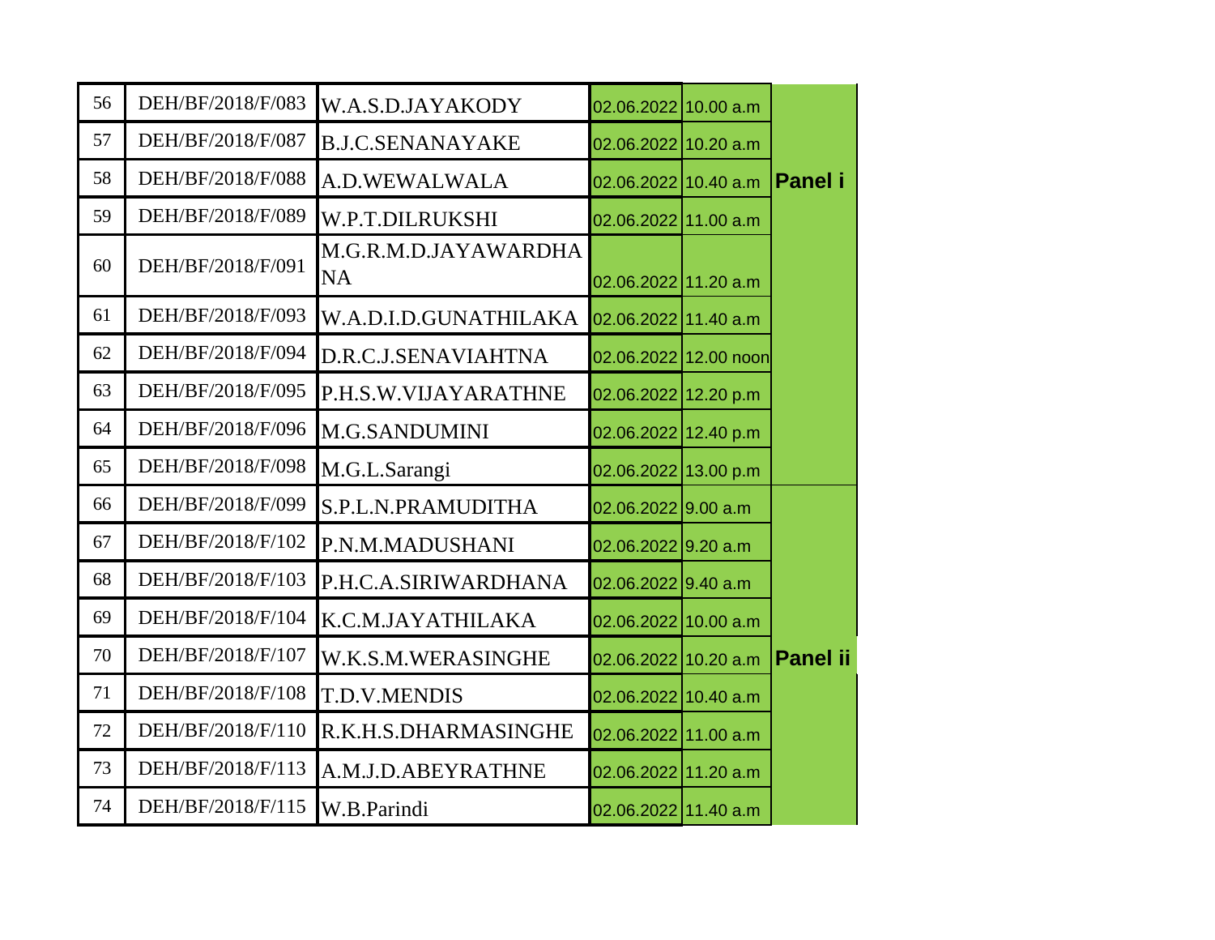| | | | | | |
|---|---|---|---|---|---|
| 56 | DEH/BF/2018/F/083 | W.A.S.D.JAYAKODY | 02.06.2022 | 10.00 a.m | Panel i |
| 57 | DEH/BF/2018/F/087 | B.J.C.SENANAYAKE | 02.06.2022 | 10.20 a.m | |
| 58 | DEH/BF/2018/F/088 | A.D.WEWALWALA | 02.06.2022 | 10.40 a.m | |
| 59 | DEH/BF/2018/F/089 | W.P.T.DILRUKSHI | 02.06.2022 | 11.00 a.m | |
| 60 | DEH/BF/2018/F/091 | M.G.R.M.D.JAYAWARDHANA | 02.06.2022 | 11.20 a.m | |
| 61 | DEH/BF/2018/F/093 | W.A.D.I.D.GUNATHILAKA | 02.06.2022 | 11.40 a.m | |
| 62 | DEH/BF/2018/F/094 | D.R.C.J.SENAVIAHTNA | 02.06.2022 | 12.00 noon | |
| 63 | DEH/BF/2018/F/095 | P.H.S.W.VIJAYARATHNE | 02.06.2022 | 12.20 p.m | |
| 64 | DEH/BF/2018/F/096 | M.G.SANDUMINI | 02.06.2022 | 12.40 p.m | |
| 65 | DEH/BF/2018/F/098 | M.G.L.Sarangi | 02.06.2022 | 13.00 p.m | |
| 66 | DEH/BF/2018/F/099 | S.P.L.N.PRAMUDITHA | 02.06.2022 | 9.00 a.m | Panel ii |
| 67 | DEH/BF/2018/F/102 | P.N.M.MADUSHANI | 02.06.2022 | 9.20 a.m | |
| 68 | DEH/BF/2018/F/103 | P.H.C.A.SIRIWARDHANA | 02.06.2022 | 9.40 a.m | |
| 69 | DEH/BF/2018/F/104 | K.C.M.JAYATHILAKA | 02.06.2022 | 10.00 a.m | |
| 70 | DEH/BF/2018/F/107 | W.K.S.M.WERASINGHE | 02.06.2022 | 10.20 a.m | |
| 71 | DEH/BF/2018/F/108 | T.D.V.MENDIS | 02.06.2022 | 10.40 a.m | |
| 72 | DEH/BF/2018/F/110 | R.K.H.S.DHARMASINGHE | 02.06.2022 | 11.00 a.m | |
| 73 | DEH/BF/2018/F/113 | A.M.J.D.ABEYRATHNE | 02.06.2022 | 11.20 a.m | |
| 74 | DEH/BF/2018/F/115 | W.B.Parindi | 02.06.2022 | 11.40 a.m | |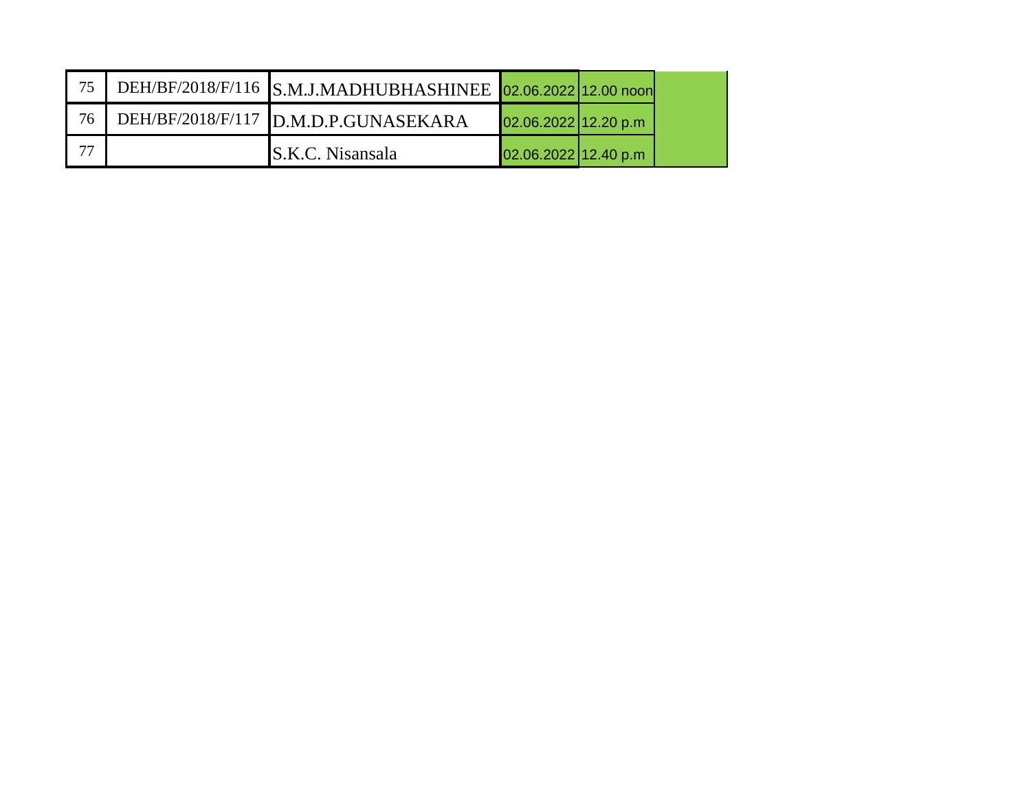| | | | | | |
|---|---|---|---|---|---|
| 75 | DEH/BF/2018/F/116 | S.M.J.MADHUBHASHINEE | 02.06.2022 | 12.00 noon | |
| 76 | DEH/BF/2018/F/117 | D.M.D.P.GUNASEKARA | 02.06.2022 | 12.20 p.m | |
| 77 | | S.K.C. Nisansala | 02.06.2022 | 12.40 p.m | |